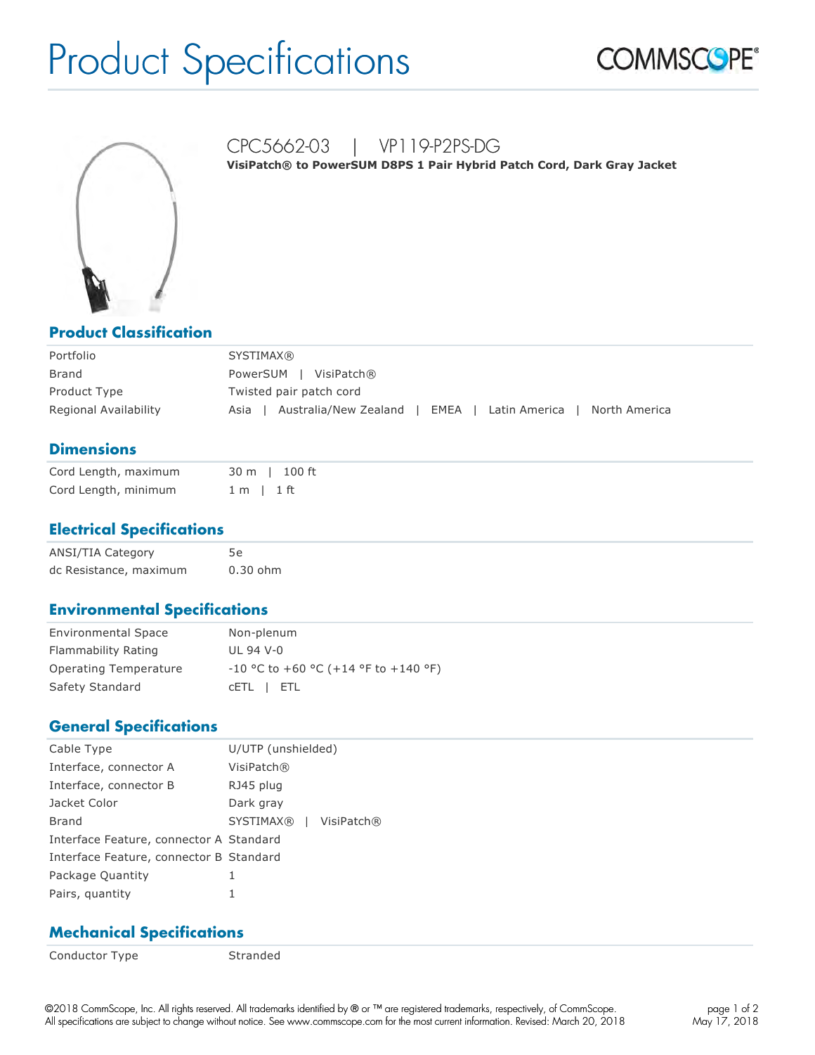# Product Specifications

COMMSCOPE®

## CPC5662-03 | VP119-P2PS-DG

**VisiPatch® to PowerSUM D8PS 1 Pair Hybrid Patch Cord, Dark Gray Jacket**

## Product Classification

| | |
|---|---|
| Portfolio | SYSTIMAX® |
| Brand | PowerSUM \| VisiPatch® |
| Product Type | Twisted pair patch cord |
| Regional Availability | Asia \| Australia/New Zealand \| EMEA \| Latin America \| North America |

## Dimensions

| | |
|---|---|
| Cord Length, maximum | 30 m \| 100 ft |
| Cord Length, minimum | 1 m \| 1 ft |

## Electrical Specifications

| | |
|---|---|
| ANSI/TIA Category | 5e |
| dc Resistance, maximum | 0.30 ohm |

## Environmental Specifications

| | |
|---|---|
| Environmental Space | Non-plenum |
| Flammability Rating | UL 94 V-0 |
| Operating Temperature | -10 °C to +60 °C (+14 °F to +140 °F) |
| Safety Standard | cETL \| ETL |

## General Specifications

| | |
|---|---|
| Cable Type | U/UTP (unshielded) |
| Interface, connector A | VisiPatch® |
| Interface, connector B | RJ45 plug |
| Jacket Color | Dark gray |
| Brand | SYSTIMAX® \| VisiPatch® |
| Interface Feature, connector A | Standard |
| Interface Feature, connector B | Standard |
| Package Quantity | 1 |
| Pairs, quantity | 1 |

## Mechanical Specifications

| | |
|---|---|
| Conductor Type | Stranded |

©2018 CommScope, Inc. All rights reserved. All trademarks identified by ® or ™ are registered trademarks, respectively, of CommScope. All specifications are subject to change without notice. See www.commscope.com for the most current information. Revised: March 20, 2018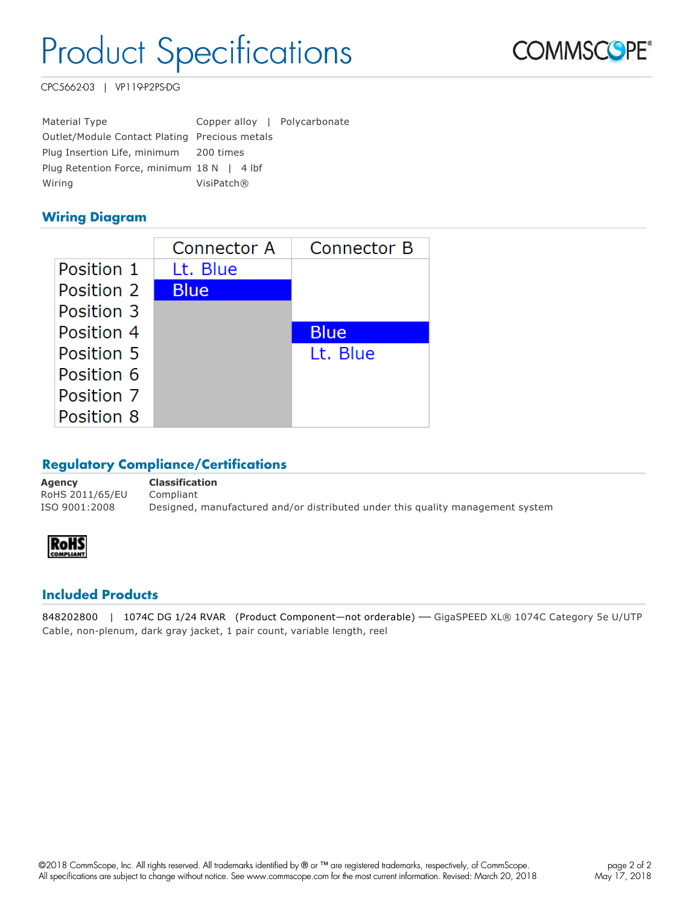CPC5662-03 | VP119-P2PS-DG

| | |
|---|---|
| Material Type | Copper alloy \| Polycarbonate |
| Outlet/Module Contact Plating | Precious metals |
| Plug Insertion Life, minimum | 200 times |
| Plug Retention Force, minimum | 18 N \| 4 lbf |
| Wiring | VisiPatch® |

## Wiring Diagram

| | Connector A | Connector B |
|---|---|---|
| Position 1 | Lt. Blue | |
| Position 2 | Blue | |
| Position 3 | | |
| Position 4 | | Blue |
| Position 5 | | Lt. Blue |
| Position 6 | | |
| Position 7 | | |
| Position 8 | | |

## Regulatory Compliance/Certifications

| Agency | Classification |
|---|---|
| RoHS 2011/65/EU | Compliant |
| ISO 9001:2008 | Designed, manufactured and/or distributed under this quality management system |

RoHS COMPLIANT

## Included Products

848202800 | 1074C DG 1/24 RVAR (Product Component—not orderable) — GigaSPEED XL® 1074C Category 5e U/UTP Cable, non-plenum, dark gray jacket, 1 pair count, variable length, reel

©2018 CommScope, Inc. All rights reserved. All trademarks identified by ® or ™ are registered trademarks, respectively, of CommScope.
All specifications are subject to change without notice. See www.commscope.com for the most current information. Revised: March 20, 2018

May 17, 2018